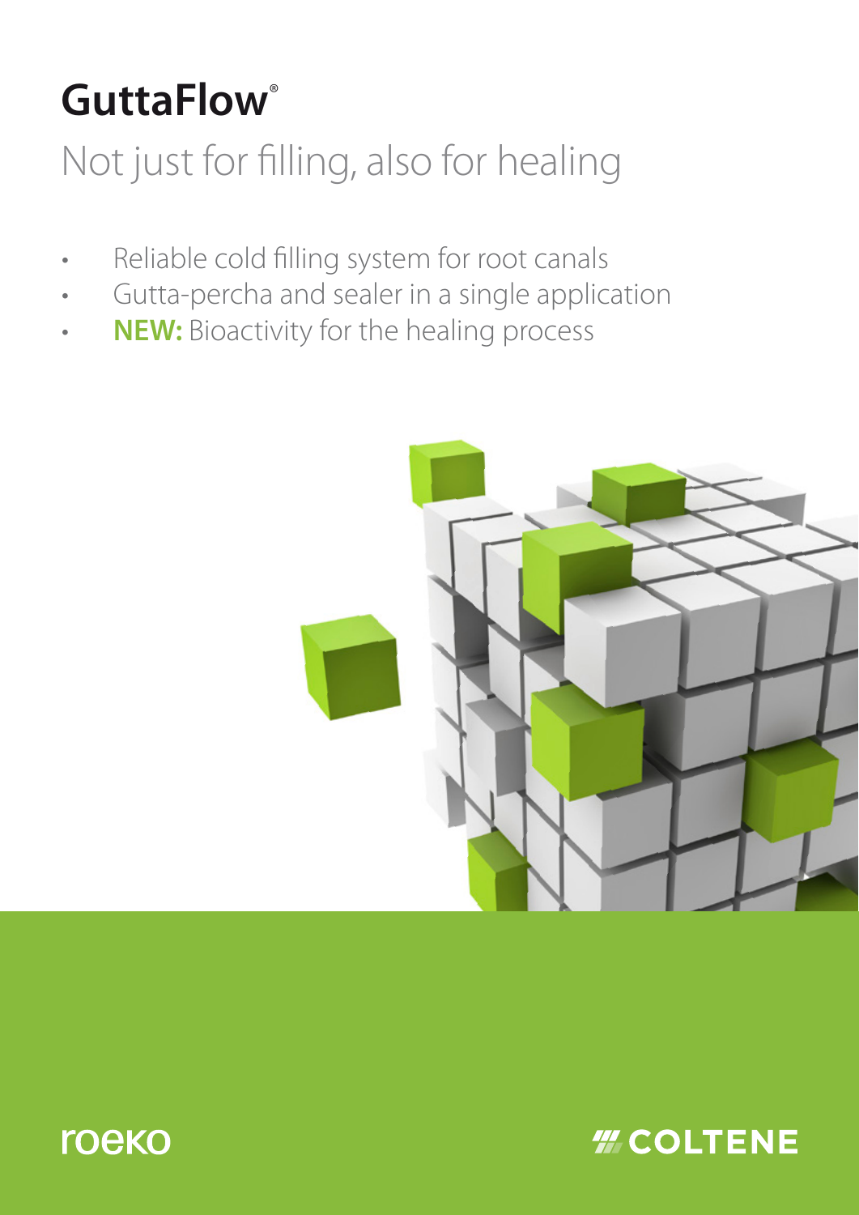# GuttaFlow®

## Not just for filling, also for healing

- Reliable cold filling system for root canals
- Gutta-percha and sealer in a single application
- **NEW:** Bioactivity for the healing process

roeko

COLTENE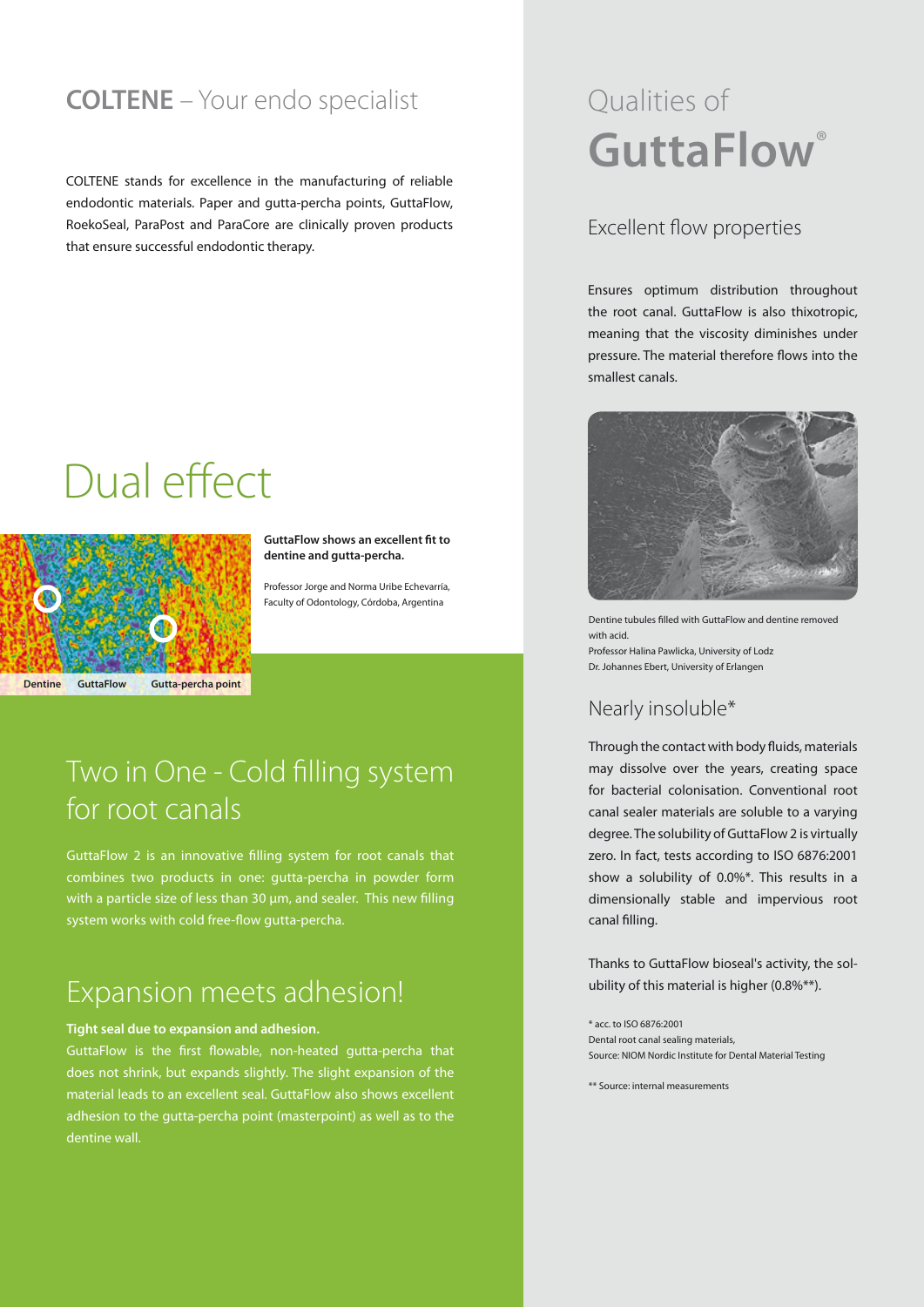## **COLTENE** – Your endo specialist

COLTENE stands for excellence in the manufacturing of reliable endodontic materials. Paper and gutta-percha points, GuttaFlow, RoekoSeal, ParaPost and ParaCore are clinically proven products that ensure successful endodontic therapy.

# Dual effect

Dentine GuttaFlow Gutta-percha point

**GuttaFlow shows an excellent fit to dentine and gutta-percha.**

Professor Jorge and Norma Uribe Echevarría, Faculty of Odontology, Córdoba, Argentina

## Two in One - Cold filling system for root canals

GuttaFlow 2 is an innovative filling system for root canals that combines two products in one: gutta-percha in powder form with a particle size of less than 30 µm, and sealer. This new filling system works with cold free-flow gutta-percha.

## Expansion meets adhesion!

**Tight seal due to expansion and adhesion.**

GuttaFlow is the first flowable, non-heated gutta-percha that does not shrink, but expands slightly. The slight expansion of the material leads to an excellent seal. GuttaFlow also shows excellent adhesion to the gutta-percha point (masterpoint) as well as to the dentine wall.

# Qualities of **GuttaFlow®**

## Excellent flow properties

Ensures optimum distribution throughout the root canal. GuttaFlow is also thixotropic, meaning that the viscosity diminishes under pressure. The material therefore flows into the smallest canals.

Dentine tubules filled with GuttaFlow and dentine removed with acid.
Professor Halina Pawlicka, University of Lodz
Dr. Johannes Ebert, University of Erlangen

## Nearly insoluble*

Through the contact with body fluids, materials may dissolve over the years, creating space for bacterial colonisation. Conventional root canal sealer materials are soluble to a varying degree. The solubility of GuttaFlow 2 is virtually zero. In fact, tests according to ISO 6876:2001 show a solubility of 0.0%*. This results in a dimensionally stable and impervious root canal filling.

Thanks to GuttaFlow bioseal's activity, the solubility of this material is higher (0.8%**).

\* acc. to ISO 6876:2001
Dental root canal sealing materials,
Source: NIOM Nordic Institute for Dental Material Testing

\*\* Source: internal measurements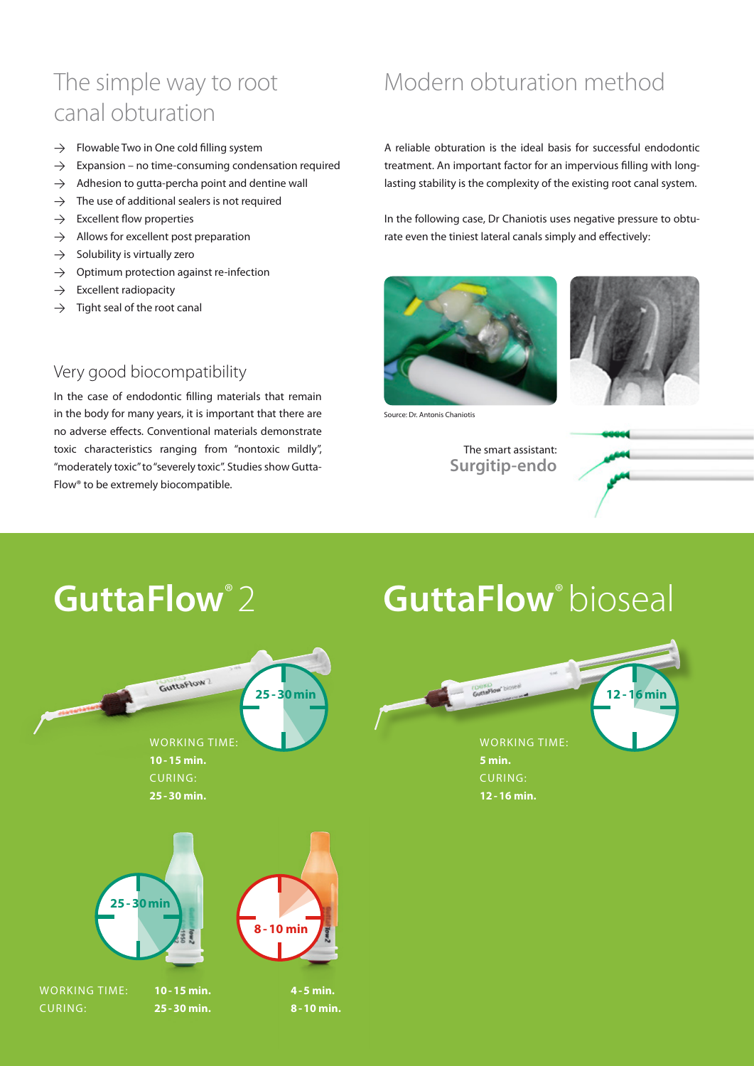## The simple way to root canal obturation

- Flowable Two in One cold filling system
- Expansion – no time-consuming condensation required
- Adhesion to gutta-percha point and dentine wall
- The use of additional sealers is not required
- Excellent flow properties
- Allows for excellent post preparation
- Solubility is virtually zero
- Optimum protection against re-infection
- Excellent radiopacity
- Tight seal of the root canal

### Very good biocompatibility

In the case of endodontic filling materials that remain in the body for many years, it is important that there are no adverse effects. Conventional materials demonstrate toxic characteristics ranging from "nontoxic mildly", "moderately toxic" to "severely toxic". Studies show GuttaFlow® to be extremely biocompatible.

## Modern obturation method

A reliable obturation is the ideal basis for successful endodontic treatment. An important factor for an impervious filling with long-lasting stability is the complexity of the existing root canal system.

In the following case, Dr Chaniotis uses negative pressure to obturate even the tiniest lateral canals simply and effectively:

Source: Dr. Antonis Chaniotis

The smart assistant:
**Surgitip-endo**

## GuttaFlow® 2

25 - 30 min

WORKING TIME:
**10 - 15 min.**
CURING:
**25 - 30 min.**

25 - 30 min

8 - 10 min

| | | |
|---|---|---|
| WORKING TIME: | **10 - 15 min.** | **4 - 5 min.** |
| CURING: | **25 - 30 min.** | **8 - 10 min.** |

## GuttaFlow® bioseal

12 - 16 min

WORKING TIME:
**5 min.**
CURING:
**12 - 16 min.**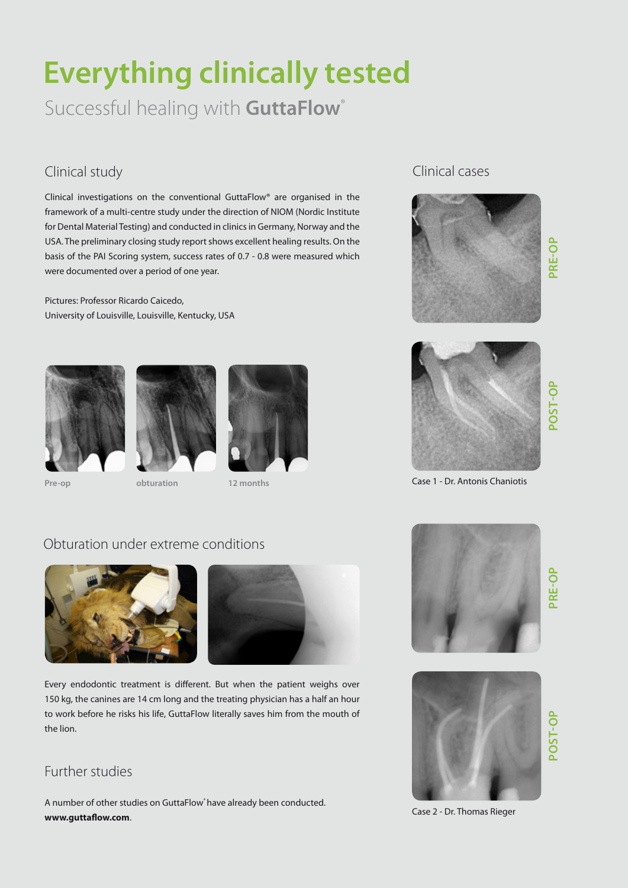# Everything clinically tested

## Successful healing with **GuttaFlow®**

### Clinical study

Clinical investigations on the conventional GuttaFlow® are organised in the framework of a multi-centre study under the direction of NIOM (Nordic Institute for Dental Material Testing) and conducted in clinics in Germany, Norway and the USA. The preliminary closing study report shows excellent healing results. On the basis of the PAI Scoring system, success rates of 0.7 - 0.8 were measured which were documented over a period of one year.

Pictures: Professor Ricardo Caicedo,
University of Louisville, Louisville, Kentucky, USA

Pre-op | obturation | 12 months

### Obturation under extreme conditions

Every endodontic treatment is different. But when the patient weighs over 150 kg, the canines are 14 cm long and the treating physician has a half an hour to work before he risks his life, GuttaFlow literally saves him from the mouth of the lion.

### Further studies

A number of other studies on GuttaFlow® have already been conducted.
**www.guttaflow.com**.

### Clinical cases

PRE-OP

POST-OP

Case 1 - Dr. Antonis Chaniotis

PRE-OP

POST-OP

Case 2 - Dr. Thomas Rieger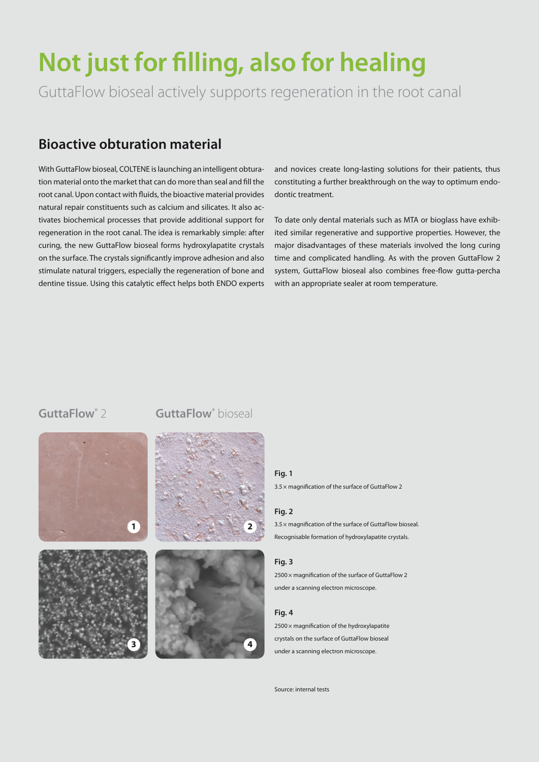# Not just for filling, also for healing

GuttaFlow bioseal actively supports regeneration in the root canal

## Bioactive obturation material

With GuttaFlow bioseal, COLTENE is launching an intelligent obturation material onto the market that can do more than seal and fill the root canal. Upon contact with fluids, the bioactive material provides natural repair constituents such as calcium and silicates. It also activates biochemical processes that provide additional support for regeneration in the root canal. The idea is remarkably simple: after curing, the new GuttaFlow bioseal forms hydroxylapatite crystals on the surface. The crystals significantly improve adhesion and also stimulate natural triggers, especially the regeneration of bone and dentine tissue. Using this catalytic effect helps both ENDO experts and novices create long-lasting solutions for their patients, thus constituting a further breakthrough on the way to optimum endodontic treatment.

To date only dental materials such as MTA or bioglass have exhibited similar regenerative and supportive properties. However, the major disadvantages of these materials involved the long curing time and complicated handling. As with the proven GuttaFlow 2 system, GuttaFlow bioseal also combines free-flow gutta-percha with an appropriate sealer at room temperature.

**GuttaFlow® 2** | **GuttaFlow® bioseal**

**Fig. 1**
3.5 × magnification of the surface of GuttaFlow 2

**Fig. 2**
3.5 × magnification of the surface of GuttaFlow bioseal. Recognisable formation of hydroxylapatite crystals.

**Fig. 3**
2500 × magnification of the surface of GuttaFlow 2 under a scanning electron microscope.

**Fig. 4**
2500 × magnification of the hydroxylapatite crystals on the surface of GuttaFlow bioseal under a scanning electron microscope.

Source: internal tests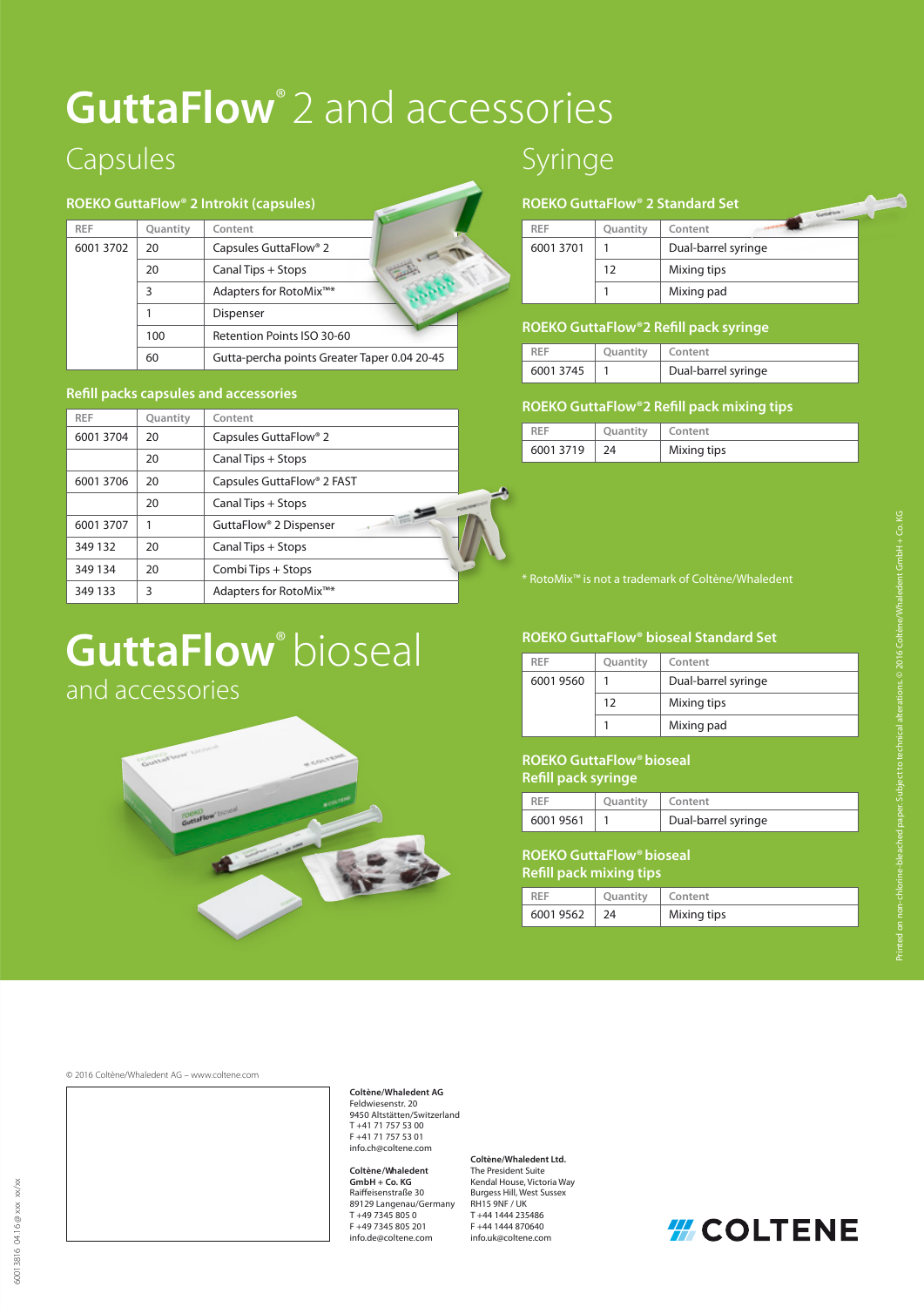# GuttaFlow® 2 and accessories

## Capsules

### ROEKO GuttaFlow® 2 Introkit (capsules)

| REF | Quantity | Content |
|---|---|---|
| 6001 3702 | 20 | Capsules GuttaFlow® 2 |
| | 20 | Canal Tips + Stops |
| | 3 | Adapters for RotoMix™* |
| | 1 | Dispenser |
| | 100 | Retention Points ISO 30-60 |
| | 60 | Gutta-percha points Greater Taper 0.04 20-45 |

### Refill packs capsules and accessories

| REF | Quantity | Content |
|---|---|---|
| 6001 3704 | 20 | Capsules GuttaFlow® 2 |
| | 20 | Canal Tips + Stops |
| 6001 3706 | 20 | Capsules GuttaFlow® 2 FAST |
| | 20 | Canal Tips + Stops |
| 6001 3707 | 1 | GuttaFlow® 2 Dispenser |
| 349 132 | 20 | Canal Tips + Stops |
| 349 134 | 20 | Combi Tips + Stops |
| 349 133 | 3 | Adapters for RotoMix™* |

## Syringe

### ROEKO GuttaFlow® 2 Standard Set

| REF | Quantity | Content |
|---|---|---|
| 6001 3701 | 1 | Dual-barrel syringe |
| | 12 | Mixing tips |
| | 1 | Mixing pad |

### ROEKO GuttaFlow®2 Refill pack syringe

| REF | Quantity | Content |
|---|---|---|
| 6001 3745 | 1 | Dual-barrel syringe |

### ROEKO GuttaFlow®2 Refill pack mixing tips

| REF | Quantity | Content |
|---|---|---|
| 6001 3719 | 24 | Mixing tips |

\* RotoMix™ is not a trademark of Coltène/Whaledent

# GuttaFlow® bioseal

## and accessories

### ROEKO GuttaFlow® bioseal Standard Set

| REF | Quantity | Content |
|---|---|---|
| 6001 9560 | 1 | Dual-barrel syringe |
| | 12 | Mixing tips |
| | 1 | Mixing pad |

### ROEKO GuttaFlow® bioseal Refill pack syringe

| REF | Quantity | Content |
|---|---|---|
| 6001 9561 | 1 | Dual-barrel syringe |

### ROEKO GuttaFlow® bioseal Refill pack mixing tips

| REF | Quantity | Content |
|---|---|---|
| 6001 9562 | 24 | Mixing tips |

Printed on non-chlorine-bleached paper. Subject to technical alterations. © 2016 Coltène/Whaledent GmbH + Co. KG

© 2016 Coltène/Whaledent AG – www.coltene.com

**Coltène/Whaledent AG**
Feldwiesenstr. 20
9450 Altstätten/Switzerland
T +41 71 757 53 00
F +41 71 757 53 01
info.ch@coltene.com

**Coltène/Whaledent GmbH + Co. KG**
Raiffeisenstraße 30
89129 Langenau/Germany
T +49 7345 805 0
F +49 7345 805 201
info.de@coltene.com

**Coltène/Whaledent Ltd.**
The President Suite
Kendal House, Victoria Way
Burgess Hill, West Sussex
RH15 9NF / UK
T +44 1444 235486
F +44 1444 870640
info.uk@coltene.com

COLTENE

6001 3816 04.16 @ xxx xx/xx